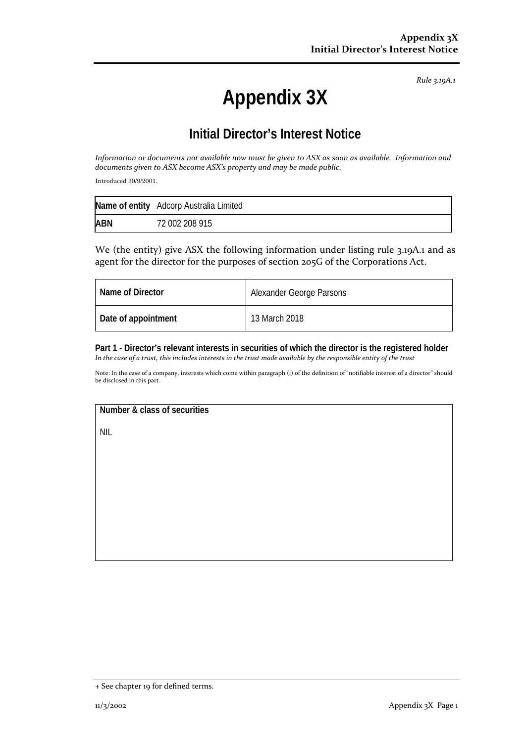*Rule 3.19A.1*

# Appendix 3X

## Initial Director's Interest Notice

*Information or documents not available now must be given to ASX as soon as available. Information and documents given to ASX become ASX's property and may be made public.*

Introduced 30/9/2001.

| **Name of entity** | Adcorp Australia Limited |
|---|---|
| **ABN** | 72 002 208 915 |

We (the entity) give ASX the following information under listing rule 3.19A.1 and as agent for the director for the purposes of section 205G of the Corporations Act.

| Name of Director | Alexander George Parsons |
|---|---|
| Date of appointment | 13 March 2018 |

**Part 1 - Director's relevant interests in securities of which the director is the registered holder**
*In the case of a trust, this includes interests in the trust made available by the responsible entity of the trust*

Note: In the case of a company, interests which come within paragraph (i) of the definition of "notifiable interest of a director" should be disclosed in this part.

| Number & class of securities |
|---|
| NIL |

+ See chapter 19 for defined terms.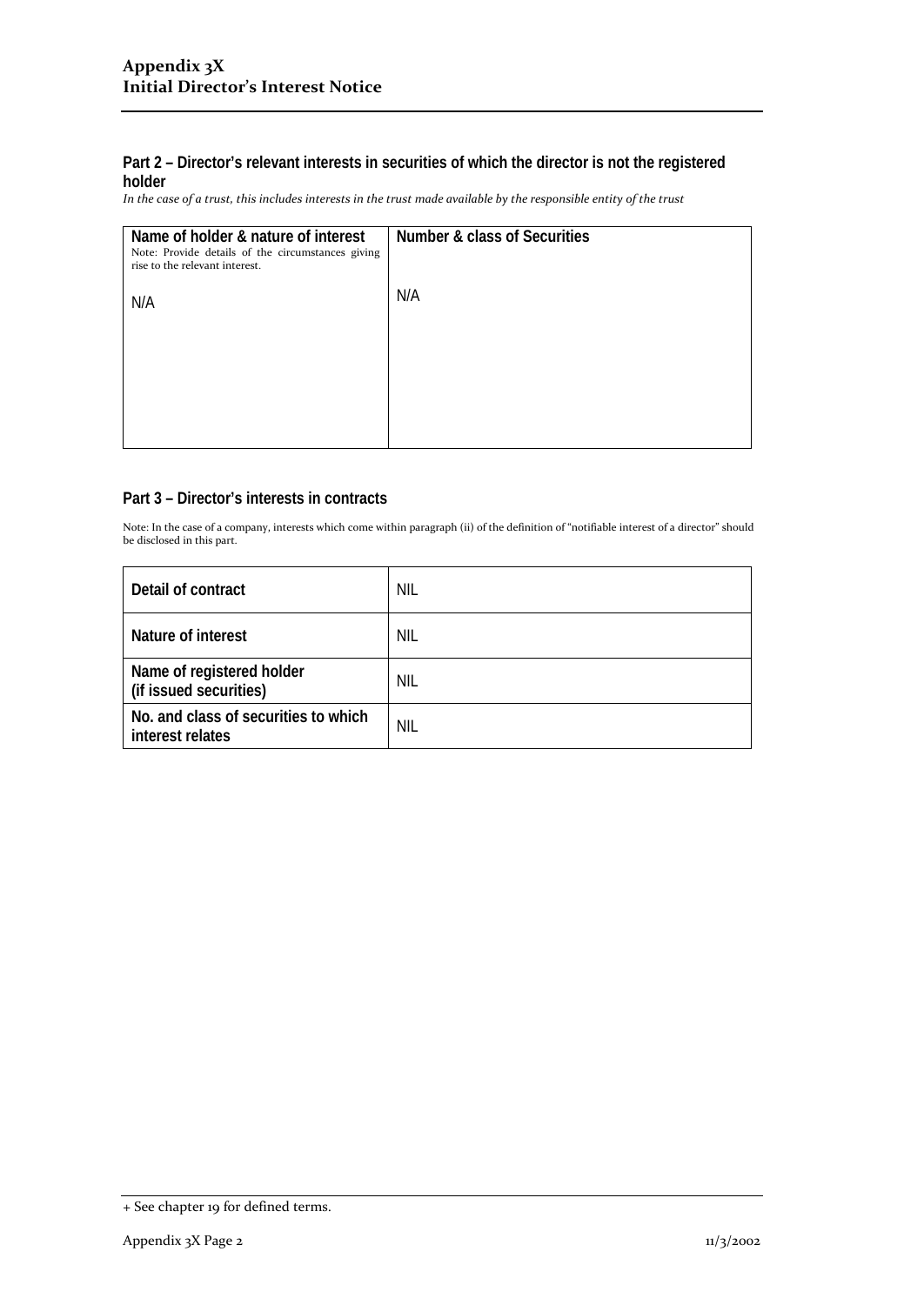## Part 2 – Director's relevant interests in securities of which the director is not the registered holder

*In the case of a trust, this includes interests in the trust made available by the responsible entity of the trust*

| Name of holder & nature of interest<br>Note: Provide details of the circumstances giving rise to the relevant interest. | Number & class of Securities |
|---|---|
| N/A | N/A |

## Part 3 – Director's interests in contracts

Note: In the case of a company, interests which come within paragraph (ii) of the definition of "notifiable interest of a director" should be disclosed in this part.

| | |
|---|---|
| Detail of contract | NIL |
| Nature of interest | NIL |
| Name of registered holder (if issued securities) | NIL |
| No. and class of securities to which interest relates | NIL |

+ See chapter 19 for defined terms.